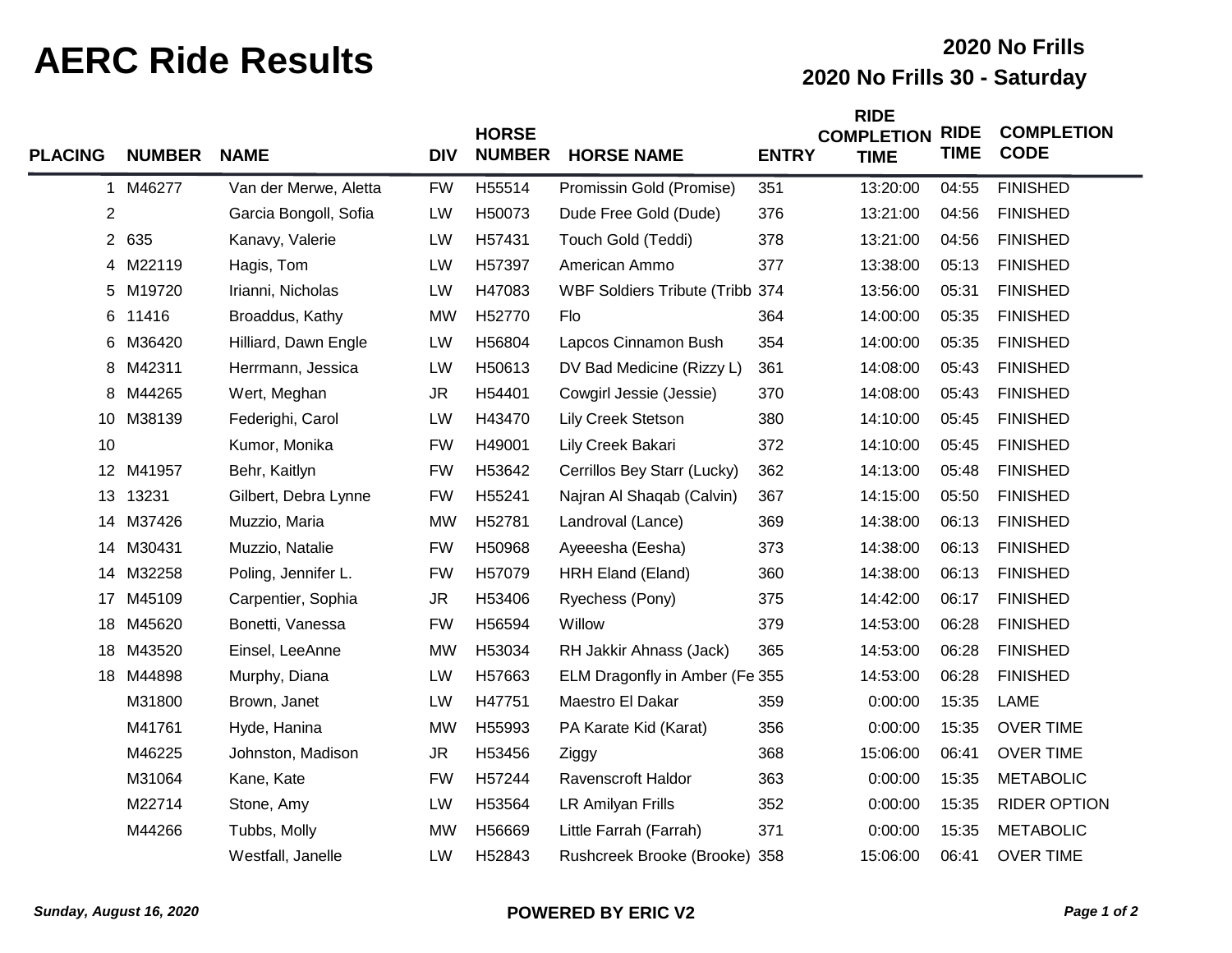# AERC Ride Results

## 2020 No Frills

## 2020 No Frills 30 - Saturday

| PLACING | NUMBER | NAME | DIV | HORSE NUMBER | HORSE NAME | ENTRY | RIDE COMPLETION TIME | RIDE TIME | COMPLETION CODE |
|---|---|---|---|---|---|---|---|---|---|
| 1 | M46277 | Van der Merwe, Aletta | FW | H55514 | Promissin Gold (Promise) | 351 | 13:20:00 | 04:55 | FINISHED |
| 2 | | Garcia Bongoll, Sofia | LW | H50073 | Dude Free Gold (Dude) | 376 | 13:21:00 | 04:56 | FINISHED |
| 2 | 635 | Kanavy, Valerie | LW | H57431 | Touch Gold (Teddi) | 378 | 13:21:00 | 04:56 | FINISHED |
| 4 | M22119 | Hagis, Tom | LW | H57397 | American Ammo | 377 | 13:38:00 | 05:13 | FINISHED |
| 5 | M19720 | Irianni, Nicholas | LW | H47083 | WBF Soldiers Tribute (Tribb | 374 | 13:56:00 | 05:31 | FINISHED |
| 6 | 11416 | Broaddus, Kathy | MW | H52770 | Flo | 364 | 14:00:00 | 05:35 | FINISHED |
| 6 | M36420 | Hilliard, Dawn Engle | LW | H56804 | Lapcos Cinnamon Bush | 354 | 14:00:00 | 05:35 | FINISHED |
| 8 | M42311 | Herrmann, Jessica | LW | H50613 | DV Bad Medicine (Rizzy L) | 361 | 14:08:00 | 05:43 | FINISHED |
| 8 | M44265 | Wert, Meghan | JR | H54401 | Cowgirl Jessie (Jessie) | 370 | 14:08:00 | 05:43 | FINISHED |
| 10 | M38139 | Federighi, Carol | LW | H43470 | Lily Creek Stetson | 380 | 14:10:00 | 05:45 | FINISHED |
| 10 | | Kumor, Monika | FW | H49001 | Lily Creek Bakari | 372 | 14:10:00 | 05:45 | FINISHED |
| 12 | M41957 | Behr, Kaitlyn | FW | H53642 | Cerrillos Bey Starr (Lucky) | 362 | 14:13:00 | 05:48 | FINISHED |
| 13 | 13231 | Gilbert, Debra Lynne | FW | H55241 | Najran Al Shaqab (Calvin) | 367 | 14:15:00 | 05:50 | FINISHED |
| 14 | M37426 | Muzzio, Maria | MW | H52781 | Landroval (Lance) | 369 | 14:38:00 | 06:13 | FINISHED |
| 14 | M30431 | Muzzio, Natalie | FW | H50968 | Ayeeesha (Eesha) | 373 | 14:38:00 | 06:13 | FINISHED |
| 14 | M32258 | Poling, Jennifer L. | FW | H57079 | HRH Eland (Eland) | 360 | 14:38:00 | 06:13 | FINISHED |
| 17 | M45109 | Carpentier, Sophia | JR | H53406 | Ryechess (Pony) | 375 | 14:42:00 | 06:17 | FINISHED |
| 18 | M45620 | Bonetti, Vanessa | FW | H56594 | Willow | 379 | 14:53:00 | 06:28 | FINISHED |
| 18 | M43520 | Einsel, LeeAnne | MW | H53034 | RH Jakkir Ahnass (Jack) | 365 | 14:53:00 | 06:28 | FINISHED |
| 18 | M44898 | Murphy, Diana | LW | H57663 | ELM Dragonfly in Amber (Fe | 355 | 14:53:00 | 06:28 | FINISHED |
| | M31800 | Brown, Janet | LW | H47751 | Maestro El Dakar | 359 | 0:00:00 | 15:35 | LAME |
| | M41761 | Hyde, Hanina | MW | H55993 | PA Karate Kid (Karat) | 356 | 0:00:00 | 15:35 | OVER TIME |
| | M46225 | Johnston, Madison | JR | H53456 | Ziggy | 368 | 15:06:00 | 06:41 | OVER TIME |
| | M31064 | Kane, Kate | FW | H57244 | Ravenscroft Haldor | 363 | 0:00:00 | 15:35 | METABOLIC |
| | M22714 | Stone, Amy | LW | H53564 | LR Amilyan Frills | 352 | 0:00:00 | 15:35 | RIDER OPTION |
| | M44266 | Tubbs, Molly | MW | H56669 | Little Farrah (Farrah) | 371 | 0:00:00 | 15:35 | METABOLIC |
| | | Westfall, Janelle | LW | H52843 | Rushcreek Brooke (Brooke) | 358 | 15:06:00 | 06:41 | OVER TIME |

*Sunday, August 16, 2020* **POWERED BY ERIC V2**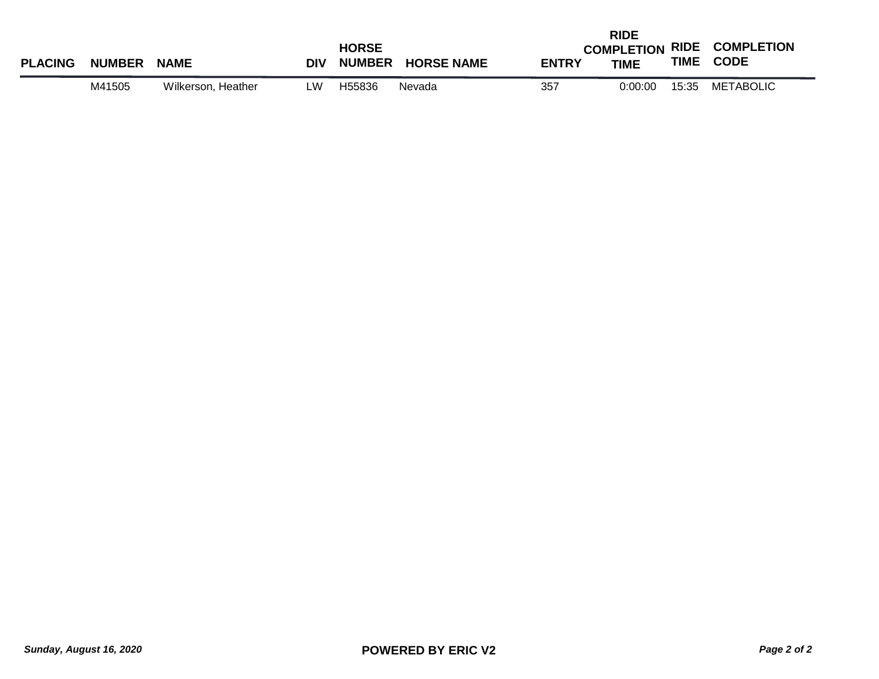| PLACING | NUMBER | NAME | DIV | HORSE NUMBER | HORSE NAME | ENTRY | RIDE COMPLETION TIME | RIDE TIME | COMPLETION CODE |
|---|---|---|---|---|---|---|---|---|---|
| | M41505 | Wilkerson, Heather | LW | H55836 | Nevada | 357 | 0:00:00 | 15:35 | METABOLIC |

*Sunday, August 16, 2020*

**POWERED BY ERIC V2**